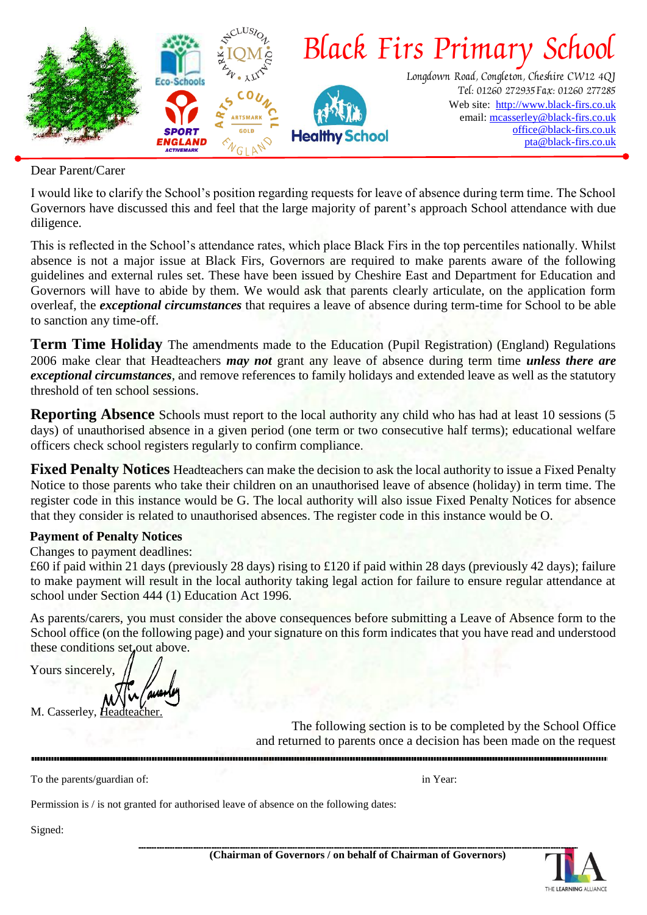# Black Firs Primary School

Longdown Road, Congleton, Cheshire CW12 4QJ
Tel: 01260 272935 Fax: 01260 277285
Web site: http://www.black-firs.co.uk
email: mcasserley@black-firs.co.uk
office@black-firs.co.uk
pta@black-firs.co.uk

Dear Parent/Carer

I would like to clarify the School's position regarding requests for leave of absence during term time. The School Governors have discussed this and feel that the large majority of parent's approach School attendance with due diligence.

This is reflected in the School's attendance rates, which place Black Firs in the top percentiles nationally. Whilst absence is not a major issue at Black Firs, Governors are required to make parents aware of the following guidelines and external rules set. These have been issued by Cheshire East and Department for Education and Governors will have to abide by them. We would ask that parents clearly articulate, on the application form overleaf, the ***exceptional circumstances*** that requires a leave of absence during term-time for School to be able to sanction any time-off.

**Term Time Holiday** The amendments made to the Education (Pupil Registration) (England) Regulations 2006 make clear that Headteachers ***may not*** grant any leave of absence during term time ***unless there are exceptional circumstances***, and remove references to family holidays and extended leave as well as the statutory threshold of ten school sessions.

**Reporting Absence** Schools must report to the local authority any child who has had at least 10 sessions (5 days) of unauthorised absence in a given period (one term or two consecutive half terms); educational welfare officers check school registers regularly to confirm compliance.

**Fixed Penalty Notices** Headteachers can make the decision to ask the local authority to issue a Fixed Penalty Notice to those parents who take their children on an unauthorised leave of absence (holiday) in term time. The register code in this instance would be G. The local authority will also issue Fixed Penalty Notices for absence that they consider is related to unauthorised absences. The register code in this instance would be O.

**Payment of Penalty Notices**

Changes to payment deadlines:
£60 if paid within 21 days (previously 28 days) rising to £120 if paid within 28 days (previously 42 days); failure to make payment will result in the local authority taking legal action for failure to ensure regular attendance at school under Section 444 (1) Education Act 1996.

As parents/carers, you must consider the above consequences before submitting a Leave of Absence form to the School office (on the following page) and your signature on this form indicates that you have read and understood these conditions set out above.

Yours sincerely,

M. Casserley, Headteacher.

The following section is to be completed by the School Office and returned to parents once a decision has been made on the request

---

To the parents/guardian of: in Year:

Permission is / is not granted for authorised leave of absence on the following dates:

Signed:

**(Chairman of Governors / on behalf of Chairman of Governors)**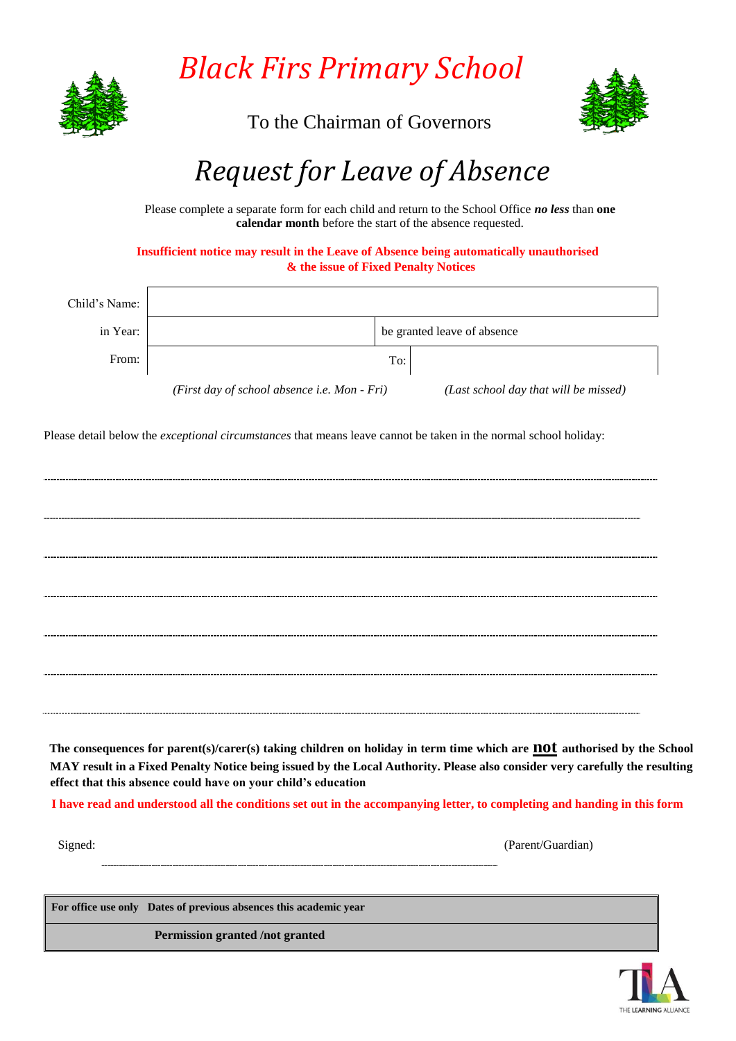# Black Firs Primary School

To the Chairman of Governors

## Request for Leave of Absence

Please complete a separate form for each child and return to the School Office ***no less*** than **one calendar month** before the start of the absence requested.

**Insufficient notice may result in the Leave of Absence being automatically unauthorised & the issue of Fixed Penalty Notices**

| | | | |
|---|---|---|---|
| Child's Name: | | | |
| in Year: | | be granted leave of absence | |
| From: | | To: | |
| | *(First day of school absence i.e. Mon - Fri)* | | *(Last school day that will be missed)* |

Please detail below the *exceptional circumstances* that means leave cannot be taken in the normal school holiday:

.................................................................................................................................................................

.................................................................................................................................................................

.................................................................................................................................................................

.................................................................................................................................................................

.................................................................................................................................................................

.................................................................................................................................................................

.................................................................................................................................................................

**The consequences for parent(s)/carer(s) taking children on holiday in term time which are <u>not</u> authorised by the School MAY result in a Fixed Penalty Notice being issued by the Local Authority. Please also consider very carefully the resulting effect that this absence could have on your child's education**

**I have read and understood all the conditions set out in the accompanying letter, to completing and handing in this form**

Signed: ............................................................................................ (Parent/Guardian)

| | |
|---|---|
| **For office use only** | **Dates of previous absences this academic year** |
| | **Permission granted /not granted** |

THE LEARNING ALLIANCE